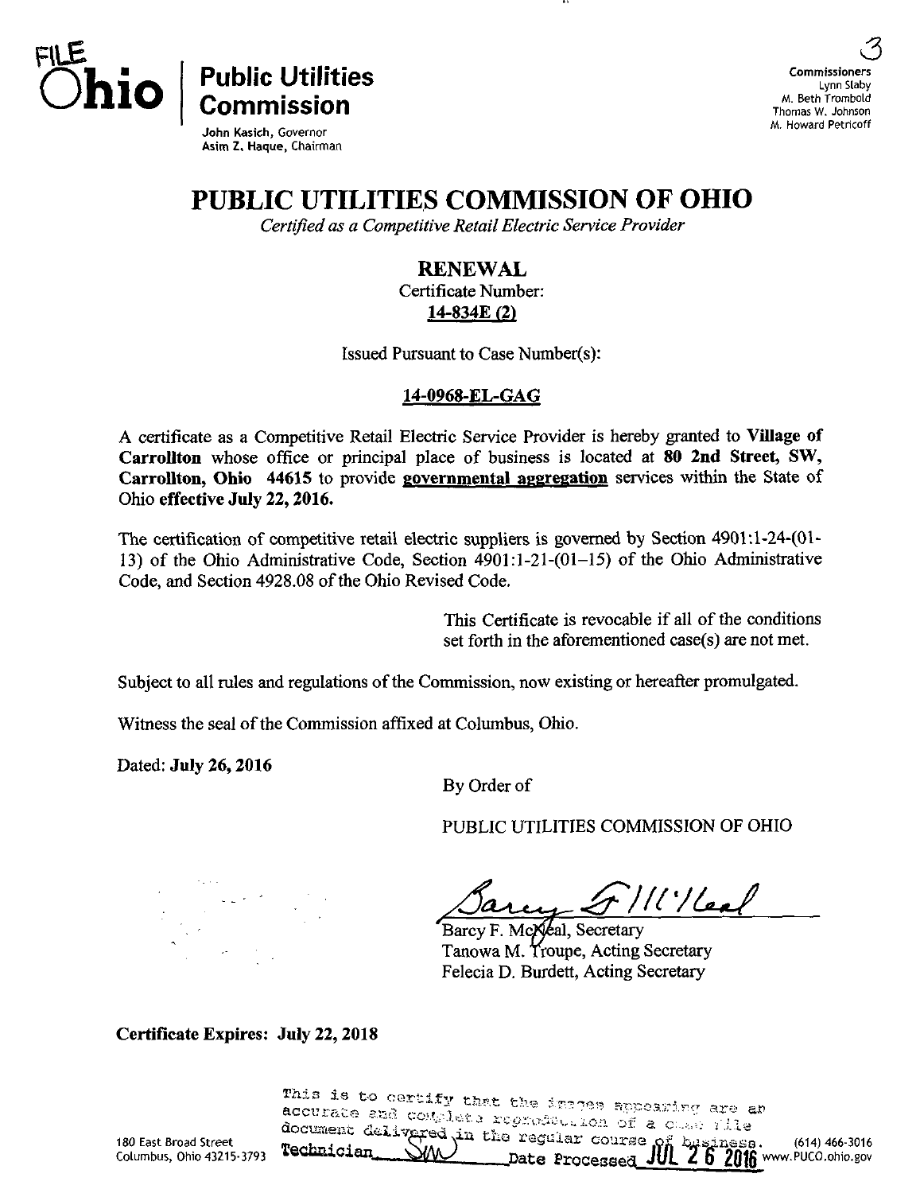FILE

**Ohio** | **Public Utilities Commission**

John Kasich, Governor
Asim Z. Haque, Chairman

3

**Commissioners**
Lynn Slaby
M. Beth Trombold
Thomas W. Johnson
M. Howard Petricoff

# PUBLIC UTILITIES COMMISSION OF OHIO

*Certified as a Competitive Retail Electric Service Provider*

## RENEWAL

Certificate Number:
**14-834E (2)**

Issued Pursuant to Case Number(s):

**14-0968-EL-GAG**

A certificate as a Competitive Retail Electric Service Provider is hereby granted to **Village of Carrollton** whose office or principal place of business is located at **80 2nd Street, SW, Carrollton, Ohio 44615** to provide **governmental aggregation** services within the State of Ohio **effective July 22, 2016.**

The certification of competitive retail electric suppliers is governed by Section 4901:1-24-(01-13) of the Ohio Administrative Code, Section 4901:1-21-(01–15) of the Ohio Administrative Code, and Section 4928.08 of the Ohio Revised Code.

This Certificate is revocable if all of the conditions set forth in the aforementioned case(s) are not met.

Subject to all rules and regulations of the Commission, now existing or hereafter promulgated.

Witness the seal of the Commission affixed at Columbus, Ohio.

Dated: **July 26, 2016**

By Order of

PUBLIC UTILITIES COMMISSION OF OHIO

Barcy F. McNeal, Secretary
Tanowa M. Troupe, Acting Secretary
Felecia D. Burdett, Acting Secretary

**Certificate Expires: July 22, 2018**

This is to certify that the images appearing are an accurate and complete reproduction of a case file document delivered in the regular course of business. Technician SM Date Processed JUL 26 2016

180 East Broad Street
Columbus, Ohio 43215-3793

(614) 466-3016
www.PUCO.ohio.gov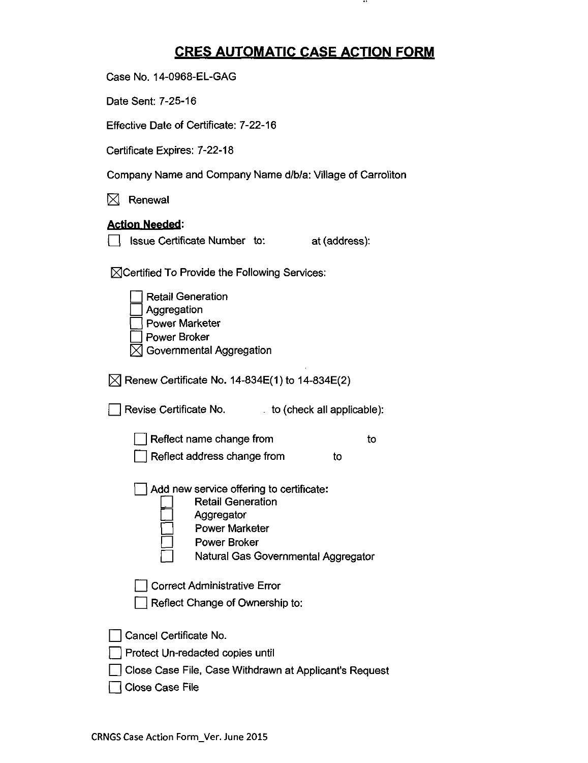# CRES AUTOMATIC CASE ACTION FORM

Case No. 14-0968-EL-GAG

Date Sent: 7-25-16

Effective Date of Certificate: 7-22-16

Certificate Expires: 7-22-18

Company Name and Company Name d/b/a: Village of Carroliton

☒ Renewal

**Action Needed:**

☐ Issue Certificate Number to: at (address):

☒ Certified To Provide the Following Services:

- ☐ Retail Generation
- ☐ Aggregation
- ☐ Power Marketer
- ☐ Power Broker
- ☒ Governmental Aggregation

☒ Renew Certificate No. 14-834E(1) to 14-834E(2)

☐ Revise Certificate No. to (check all applicable):

- ☐ Reflect name change from to
- ☐ Reflect address change from to
- ☐ Add new service offering to certificate:
  - ☐ Retail Generation
  - ☐ Aggregator
  - ☐ Power Marketer
  - ☐ Power Broker
  - ☐ Natural Gas Governmental Aggregator
- ☐ Correct Administrative Error
- ☐ Reflect Change of Ownership to:

☐ Cancel Certificate No.

☐ Protect Un-redacted copies until

☐ Close Case File, Case Withdrawn at Applicant's Request

☐ Close Case File

CRNGS Case Action Form_Ver. June 2015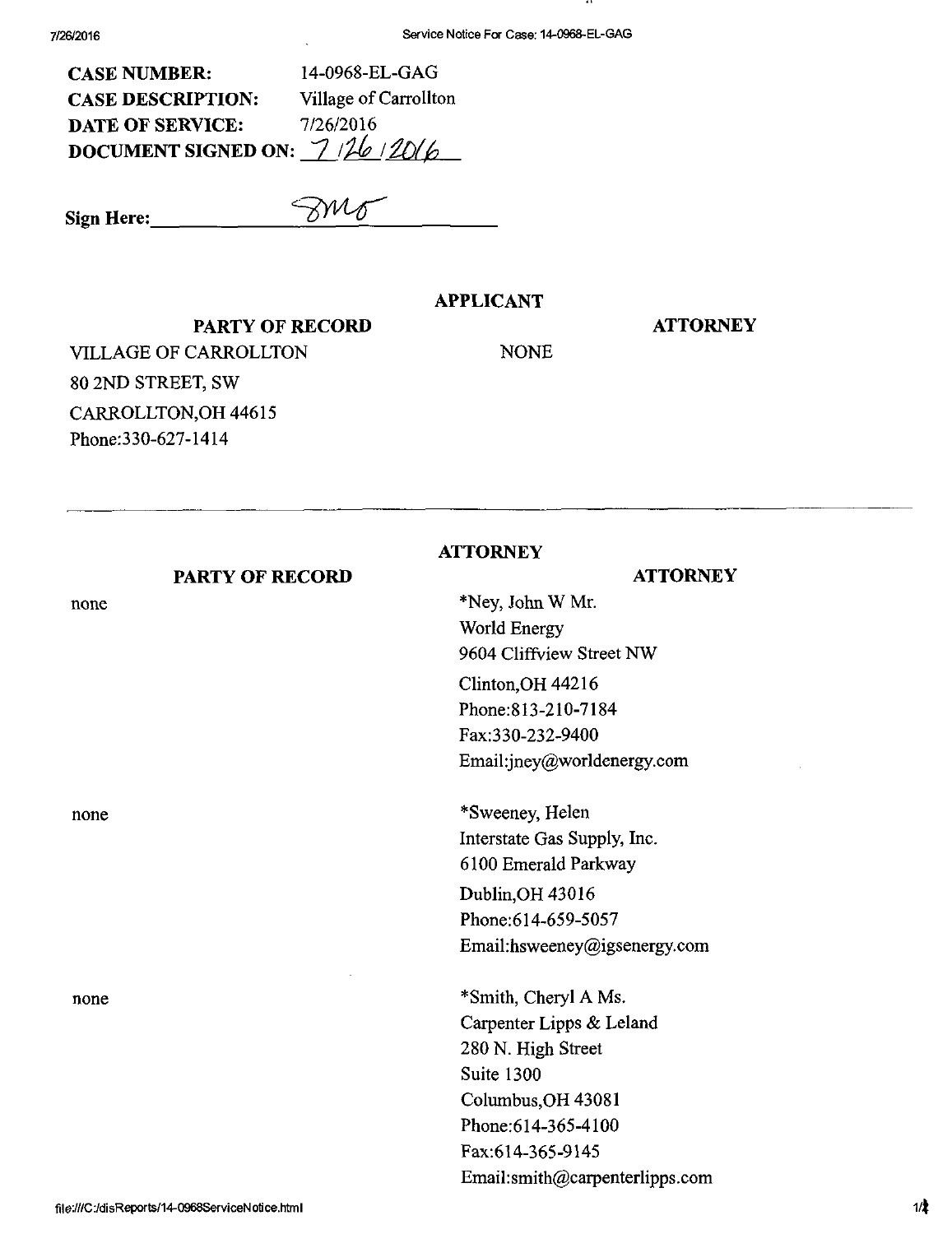| | |
|---|---|
| **CASE NUMBER:** | 14-0968-EL-GAG |
| **CASE DESCRIPTION:** | Village of Carrollton |
| **DATE OF SERVICE:** | 7/26/2016 |
| **DOCUMENT SIGNED ON:** | 7/26/2016 |

**Sign Here:** SMO

## APPLICANT

| PARTY OF RECORD | ATTORNEY |
|---|---|
| VILLAGE OF CARROLLTON<br>80 2ND STREET, SW<br>CARROLLTON,OH 44615<br>Phone:330-627-1414 | NONE |

## ATTORNEY

| PARTY OF RECORD | ATTORNEY |
|---|---|
| none | *Ney, John W Mr.<br>World Energy<br>9604 Cliffview Street NW<br>Clinton,OH 44216<br>Phone:813-210-7184<br>Fax:330-232-9400<br>Email:jney@worldenergy.com |
| none | *Sweeney, Helen<br>Interstate Gas Supply, Inc.<br>6100 Emerald Parkway<br>Dublin,OH 43016<br>Phone:614-659-5057<br>Email:hsweeney@igsenergy.com |
| none | *Smith, Cheryl A Ms.<br>Carpenter Lipps & Leland<br>280 N. High Street<br>Suite 1300<br>Columbus,OH 43081<br>Phone:614-365-4100<br>Fax:614-365-9145<br>Email:smith@carpenterlipps.com |